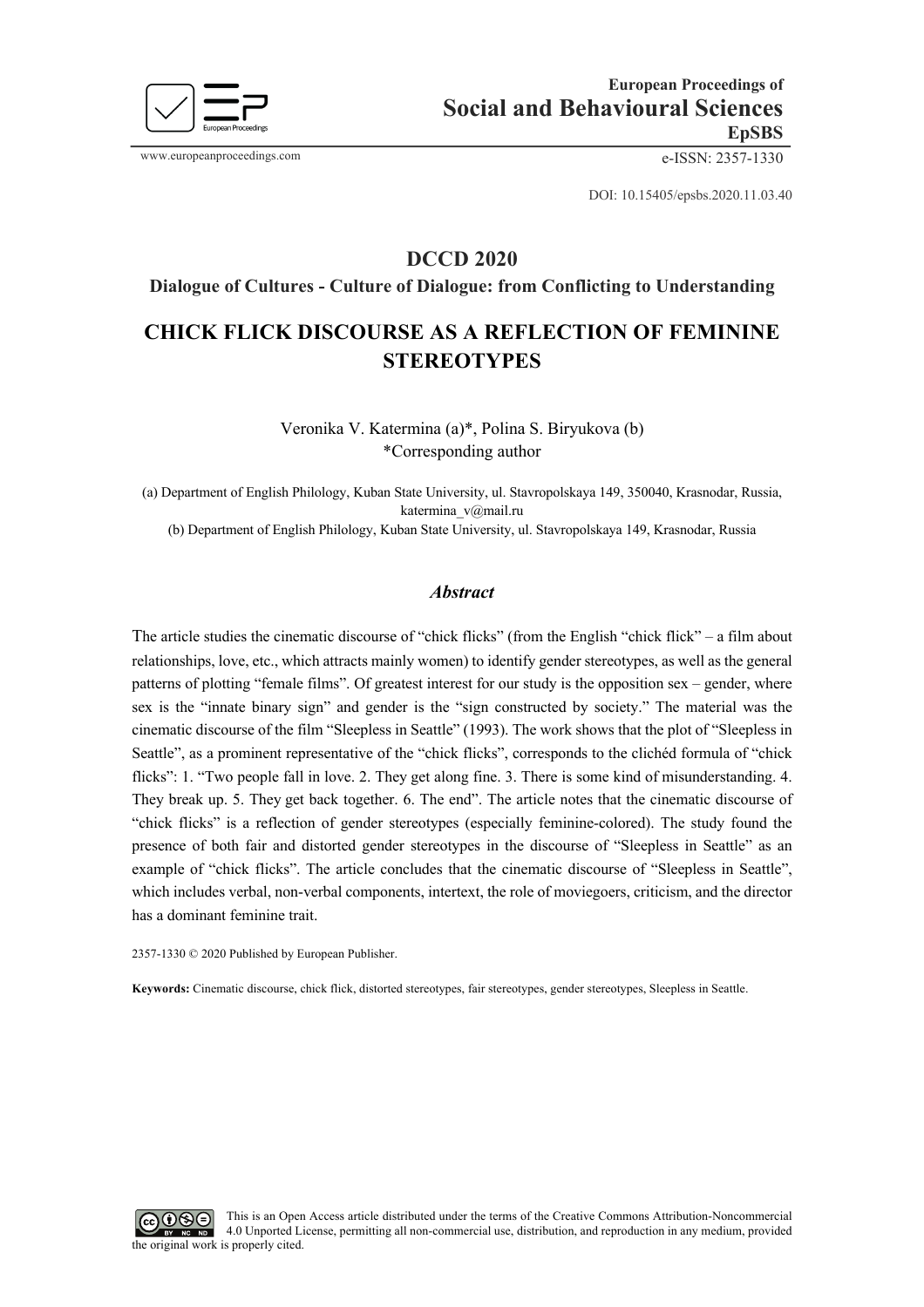European Proceedings of
**Social and Behavioural Sciences**
**EpSBS**

www.europeanproceedings.com e-ISSN: 2357-1330

DOI: 10.15405/epsbs.2020.11.03.40

## DCCD 2020

**Dialogue of Cultures - Culture of Dialogue: from Conflicting to Understanding**

# CHICK FLICK DISCOURSE AS A REFLECTION OF FEMININE STEREOTYPES

Veronika V. Katermina (a)*, Polina S. Biryukova (b)
*Corresponding author

(a) Department of English Philology, Kuban State University, ul. Stavropolskaya 149, 350040, Krasnodar, Russia, katermina_v@mail.ru
(b) Department of English Philology, Kuban State University, ul. Stavropolskaya 149, Krasnodar, Russia

### *Abstract*

The article studies the cinematic discourse of "chick flicks" (from the English "chick flick" – a film about relationships, love, etc., which attracts mainly women) to identify gender stereotypes, as well as the general patterns of plotting "female films". Of greatest interest for our study is the opposition sex – gender, where sex is the "innate binary sign" and gender is the "sign constructed by society." The material was the cinematic discourse of the film "Sleepless in Seattle" (1993). The work shows that the plot of "Sleepless in Seattle", as a prominent representative of the "chick flicks", corresponds to the clichéd formula of "chick flicks": 1. "Two people fall in love. 2. They get along fine. 3. There is some kind of misunderstanding. 4. They break up. 5. They get back together. 6. The end". The article notes that the cinematic discourse of "chick flicks" is a reflection of gender stereotypes (especially feminine-colored). The study found the presence of both fair and distorted gender stereotypes in the discourse of "Sleepless in Seattle" as an example of "chick flicks". The article concludes that the cinematic discourse of "Sleepless in Seattle", which includes verbal, non-verbal components, intertext, the role of moviegoers, criticism, and the director has a dominant feminine trait.

2357-1330 © 2020 Published by European Publisher.

**Keywords:** Cinematic discourse, chick flick, distorted stereotypes, fair stereotypes, gender stereotypes, Sleepless in Seattle.

This is an Open Access article distributed under the terms of the Creative Commons Attribution-Noncommercial 4.0 Unported License, permitting all non-commercial use, distribution, and reproduction in any medium, provided the original work is properly cited.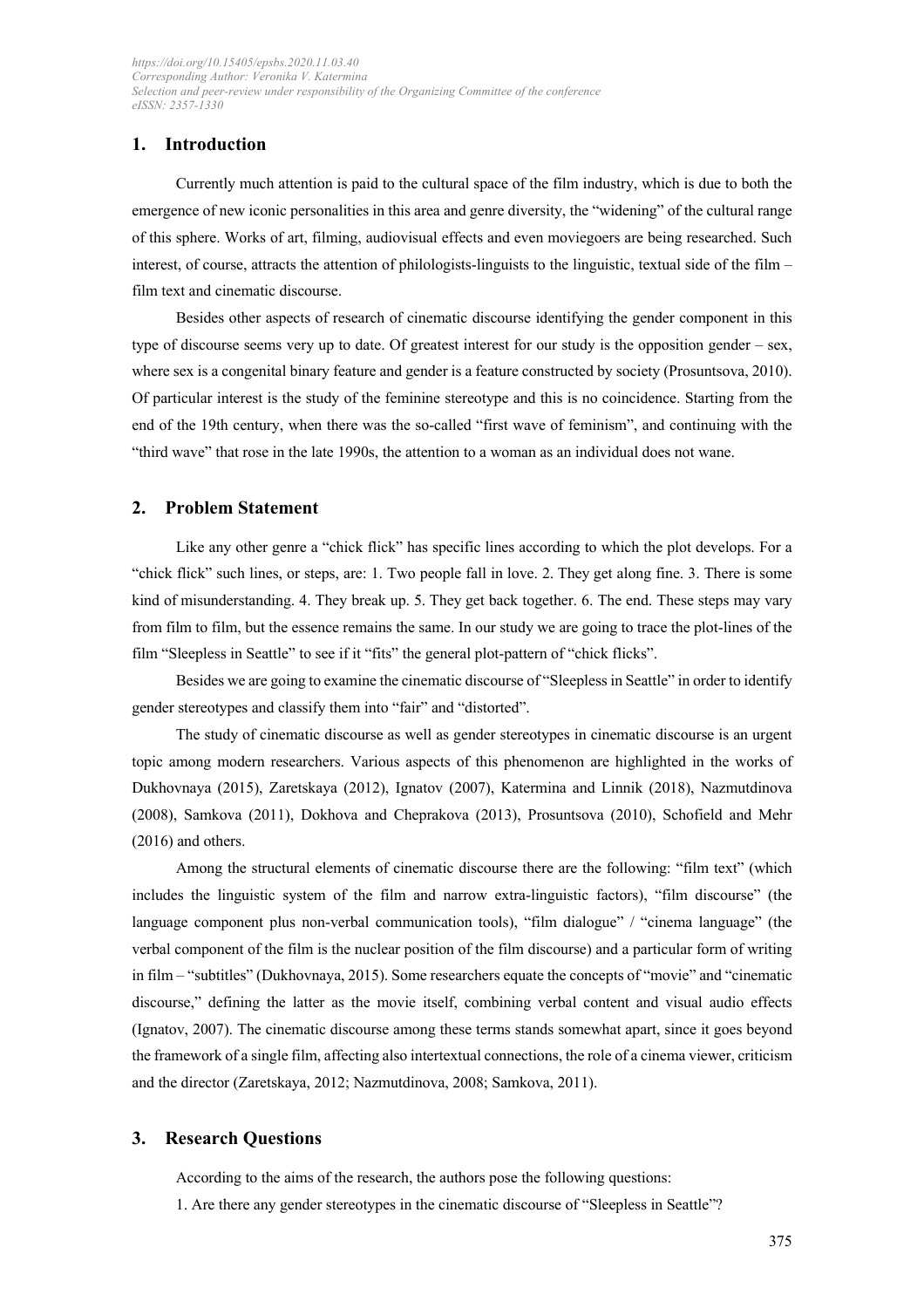## 1. Introduction

Currently much attention is paid to the cultural space of the film industry, which is due to both the emergence of new iconic personalities in this area and genre diversity, the "widening" of the cultural range of this sphere. Works of art, filming, audiovisual effects and even moviegoers are being researched. Such interest, of course, attracts the attention of philologists-linguists to the linguistic, textual side of the film – film text and cinematic discourse.

Besides other aspects of research of cinematic discourse identifying the gender component in this type of discourse seems very up to date. Of greatest interest for our study is the opposition gender – sex, where sex is a congenital binary feature and gender is a feature constructed by society (Prosuntsova, 2010). Of particular interest is the study of the feminine stereotype and this is no coincidence. Starting from the end of the 19th century, when there was the so-called "first wave of feminism", and continuing with the "third wave" that rose in the late 1990s, the attention to a woman as an individual does not wane.

## 2. Problem Statement

Like any other genre a "chick flick" has specific lines according to which the plot develops. For a "chick flick" such lines, or steps, are: 1. Two people fall in love. 2. They get along fine. 3. There is some kind of misunderstanding. 4. They break up. 5. They get back together. 6. The end. These steps may vary from film to film, but the essence remains the same. In our study we are going to trace the plot-lines of the film "Sleepless in Seattle" to see if it "fits" the general plot-pattern of "chick flicks".

Besides we are going to examine the cinematic discourse of "Sleepless in Seattle" in order to identify gender stereotypes and classify them into "fair" and "distorted".

The study of cinematic discourse as well as gender stereotypes in cinematic discourse is an urgent topic among modern researchers. Various aspects of this phenomenon are highlighted in the works of Dukhovnaya (2015), Zaretskaya (2012), Ignatov (2007), Katermina and Linnik (2018), Nazmutdinova (2008), Samkova (2011), Dokhova and Cheprakova (2013), Prosuntsova (2010), Schofield and Mehr (2016) and others.

Among the structural elements of cinematic discourse there are the following: "film text" (which includes the linguistic system of the film and narrow extra-linguistic factors), "film discourse" (the language component plus non-verbal communication tools), "film dialogue" / "cinema language" (the verbal component of the film is the nuclear position of the film discourse) and a particular form of writing in film – "subtitles" (Dukhovnaya, 2015). Some researchers equate the concepts of "movie" and "cinematic discourse," defining the latter as the movie itself, combining verbal content and visual audio effects (Ignatov, 2007). The cinematic discourse among these terms stands somewhat apart, since it goes beyond the framework of a single film, affecting also intertextual connections, the role of a cinema viewer, criticism and the director (Zaretskaya, 2012; Nazmutdinova, 2008; Samkova, 2011).

## 3. Research Questions

According to the aims of the research, the authors pose the following questions:

1. Are there any gender stereotypes in the cinematic discourse of "Sleepless in Seattle"?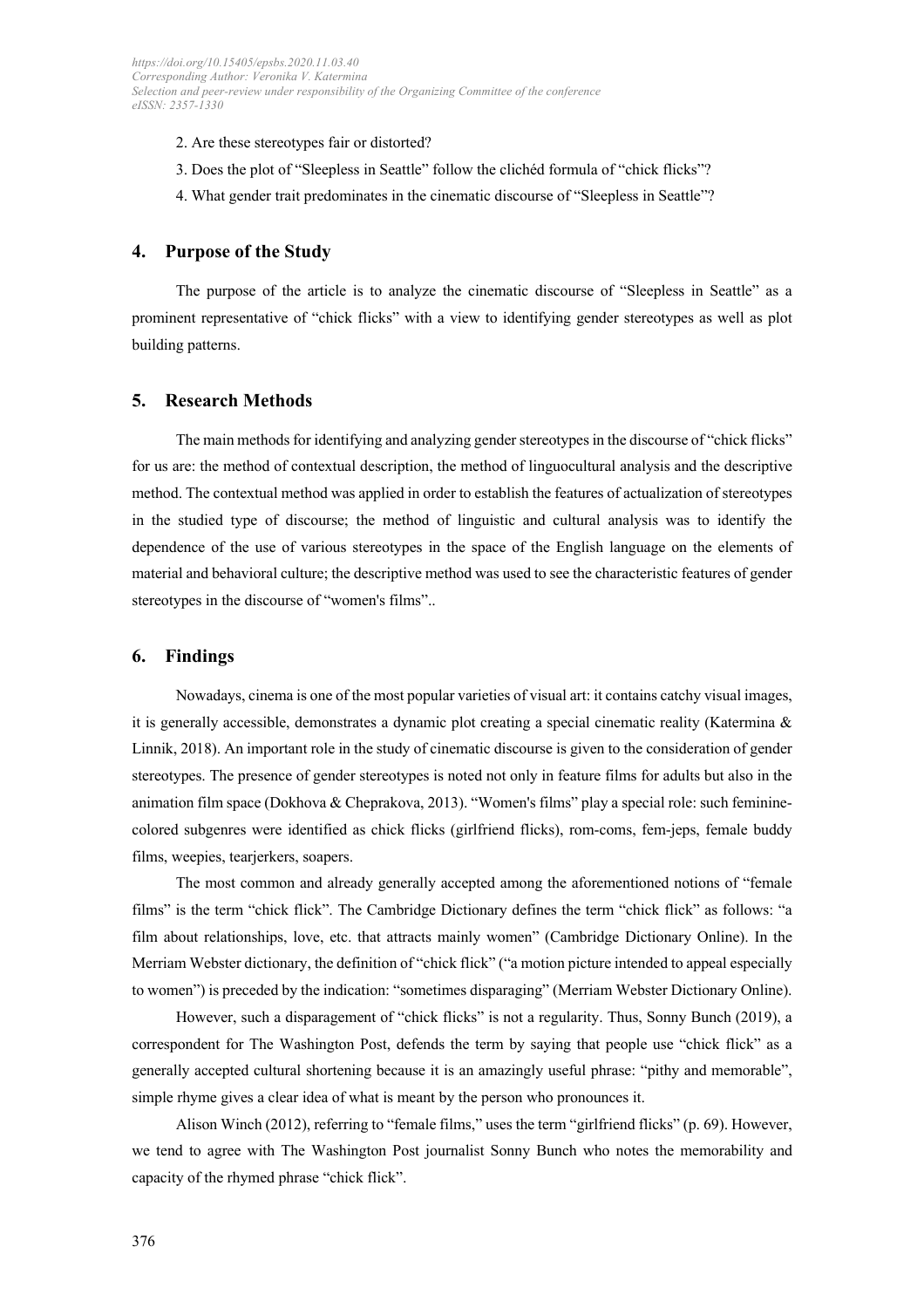2. Are these stereotypes fair or distorted?

3. Does the plot of "Sleepless in Seattle" follow the clichéd formula of "chick flicks"?

4. What gender trait predominates in the cinematic discourse of "Sleepless in Seattle"?

## 4. Purpose of the Study

The purpose of the article is to analyze the cinematic discourse of "Sleepless in Seattle" as a prominent representative of "chick flicks" with a view to identifying gender stereotypes as well as plot building patterns.

## 5. Research Methods

The main methods for identifying and analyzing gender stereotypes in the discourse of "chick flicks" for us are: the method of contextual description, the method of linguocultural analysis and the descriptive method. The contextual method was applied in order to establish the features of actualization of stereotypes in the studied type of discourse; the method of linguistic and cultural analysis was to identify the dependence of the use of various stereotypes in the space of the English language on the elements of material and behavioral culture; the descriptive method was used to see the characteristic features of gender stereotypes in the discourse of "women's films"..

## 6. Findings

Nowadays, cinema is one of the most popular varieties of visual art: it contains catchy visual images, it is generally accessible, demonstrates a dynamic plot creating a special cinematic reality (Katermina & Linnik, 2018). An important role in the study of cinematic discourse is given to the consideration of gender stereotypes. The presence of gender stereotypes is noted not only in feature films for adults but also in the animation film space (Dokhova & Cheprakova, 2013). "Women's films" play a special role: such feminine-colored subgenres were identified as chick flicks (girlfriend flicks), rom-coms, fem-jeps, female buddy films, weepies, tearjerkers, soapers.

The most common and already generally accepted among the aforementioned notions of "female films" is the term "chick flick". The Cambridge Dictionary defines the term "chick flick" as follows: "a film about relationships, love, etc. that attracts mainly women" (Cambridge Dictionary Online). In the Merriam Webster dictionary, the definition of "chick flick" ("a motion picture intended to appeal especially to women") is preceded by the indication: "sometimes disparaging" (Merriam Webster Dictionary Online).

However, such a disparagement of "chick flicks" is not a regularity. Thus, Sonny Bunch (2019), a correspondent for The Washington Post, defends the term by saying that people use "chick flick" as a generally accepted cultural shortening because it is an amazingly useful phrase: "pithy and memorable", simple rhyme gives a clear idea of what is meant by the person who pronounces it.

Alison Winch (2012), referring to "female films," uses the term "girlfriend flicks" (p. 69). However, we tend to agree with The Washington Post journalist Sonny Bunch who notes the memorability and capacity of the rhymed phrase "chick flick".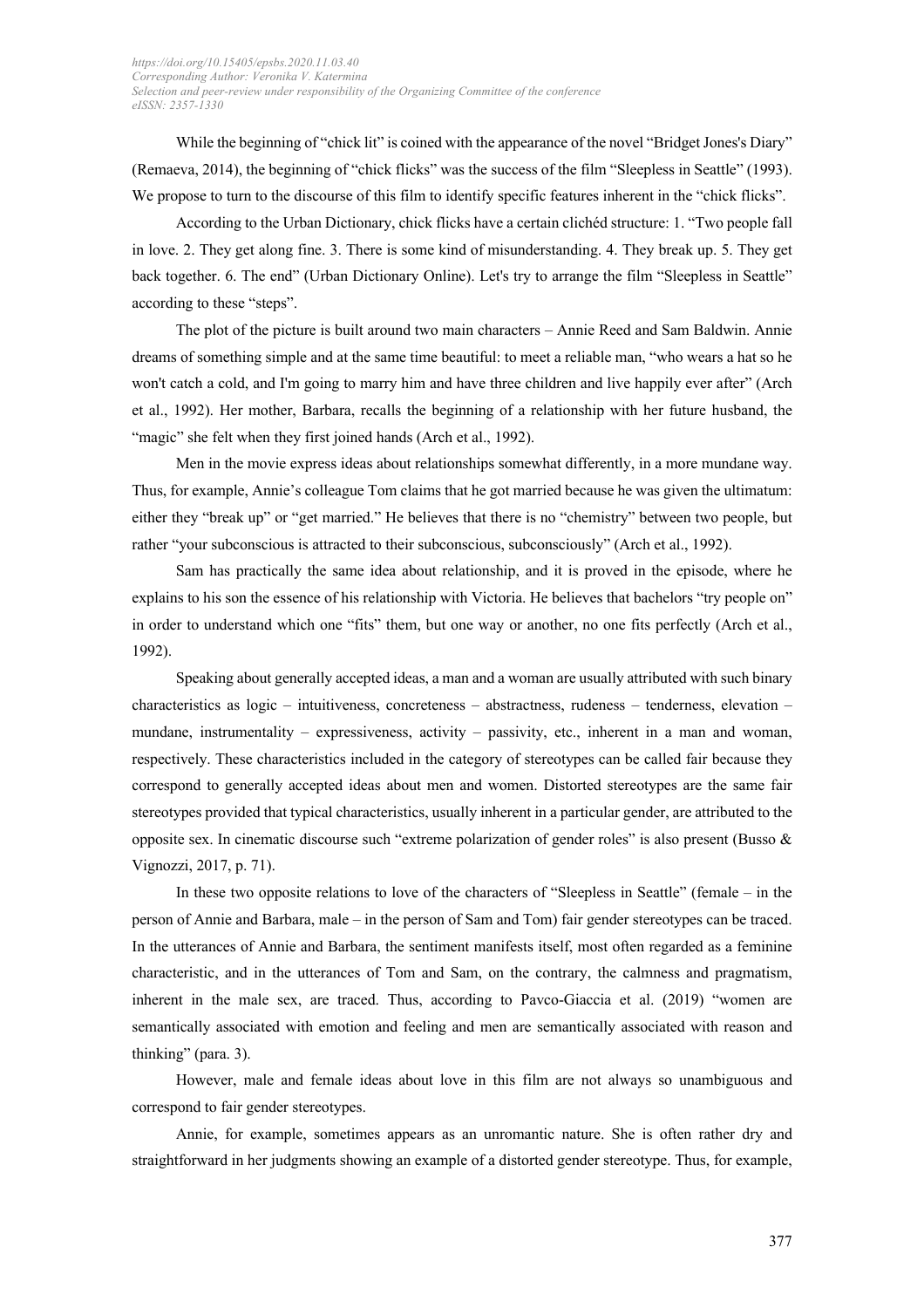While the beginning of “chick lit” is coined with the appearance of the novel “Bridget Jones's Diary” (Remaeva, 2014), the beginning of “chick flicks” was the success of the film “Sleepless in Seattle” (1993). We propose to turn to the discourse of this film to identify specific features inherent in the “chick flicks”.

According to the Urban Dictionary, chick flicks have a certain clichéd structure: 1. “Two people fall in love. 2. They get along fine. 3. There is some kind of misunderstanding. 4. They break up. 5. They get back together. 6. The end” (Urban Dictionary Online). Let's try to arrange the film “Sleepless in Seattle” according to these “steps”.

The plot of the picture is built around two main characters – Annie Reed and Sam Baldwin. Annie dreams of something simple and at the same time beautiful: to meet a reliable man, “who wears a hat so he won't catch a cold, and I'm going to marry him and have three children and live happily ever after” (Arch et al., 1992). Her mother, Barbara, recalls the beginning of a relationship with her future husband, the “magic” she felt when they first joined hands (Arch et al., 1992).

Men in the movie express ideas about relationships somewhat differently, in a more mundane way. Thus, for example, Annie’s colleague Tom claims that he got married because he was given the ultimatum: either they “break up” or “get married.” He believes that there is no “chemistry” between two people, but rather “your subconscious is attracted to their subconscious, subconsciously” (Arch et al., 1992).

Sam has practically the same idea about relationship, and it is proved in the episode, where he explains to his son the essence of his relationship with Victoria. He believes that bachelors “try people on” in order to understand which one “fits” them, but one way or another, no one fits perfectly (Arch et al., 1992).

Speaking about generally accepted ideas, a man and a woman are usually attributed with such binary characteristics as logic – intuitiveness, concreteness – abstractness, rudeness – tenderness, elevation – mundane, instrumentality – expressiveness, activity – passivity, etc., inherent in a man and woman, respectively. These characteristics included in the category of stereotypes can be called fair because they correspond to generally accepted ideas about men and women. Distorted stereotypes are the same fair stereotypes provided that typical characteristics, usually inherent in a particular gender, are attributed to the opposite sex. In cinematic discourse such “extreme polarization of gender roles” is also present (Busso & Vignozzi, 2017, p. 71).

In these two opposite relations to love of the characters of “Sleepless in Seattle” (female – in the person of Annie and Barbara, male – in the person of Sam and Tom) fair gender stereotypes can be traced. In the utterances of Annie and Barbara, the sentiment manifests itself, most often regarded as a feminine characteristic, and in the utterances of Tom and Sam, on the contrary, the calmness and pragmatism, inherent in the male sex, are traced. Thus, according to Pavco-Giaccia et al. (2019) “women are semantically associated with emotion and feeling and men are semantically associated with reason and thinking” (para. 3).

However, male and female ideas about love in this film are not always so unambiguous and correspond to fair gender stereotypes.

Annie, for example, sometimes appears as an unromantic nature. She is often rather dry and straightforward in her judgments showing an example of a distorted gender stereotype. Thus, for example,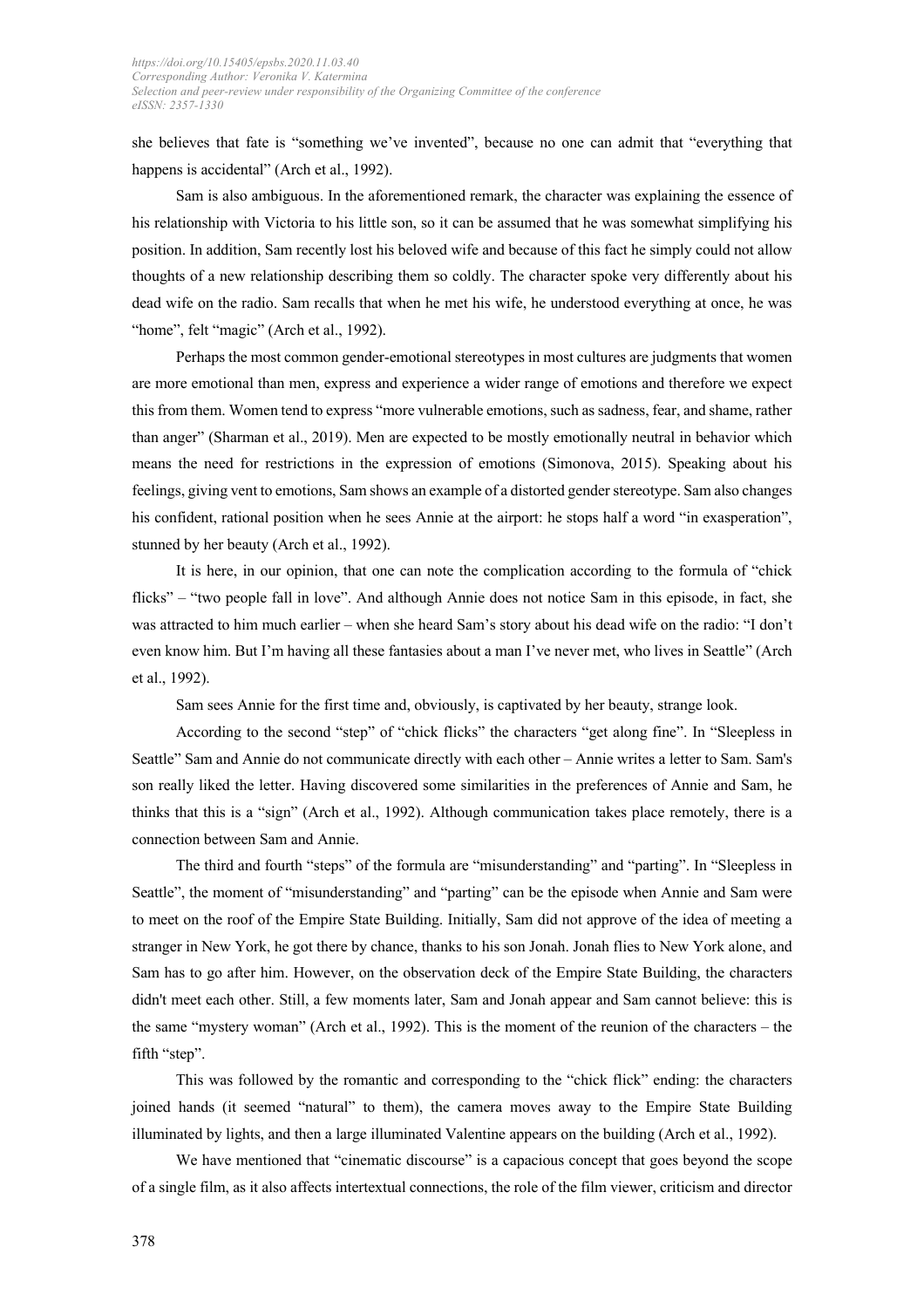she believes that fate is "something we've invented", because no one can admit that "everything that happens is accidental" (Arch et al., 1992).

Sam is also ambiguous. In the aforementioned remark, the character was explaining the essence of his relationship with Victoria to his little son, so it can be assumed that he was somewhat simplifying his position. In addition, Sam recently lost his beloved wife and because of this fact he simply could not allow thoughts of a new relationship describing them so coldly. The character spoke very differently about his dead wife on the radio. Sam recalls that when he met his wife, he understood everything at once, he was "home", felt "magic" (Arch et al., 1992).

Perhaps the most common gender-emotional stereotypes in most cultures are judgments that women are more emotional than men, express and experience a wider range of emotions and therefore we expect this from them. Women tend to express "more vulnerable emotions, such as sadness, fear, and shame, rather than anger" (Sharman et al., 2019). Men are expected to be mostly emotionally neutral in behavior which means the need for restrictions in the expression of emotions (Simonova, 2015). Speaking about his feelings, giving vent to emotions, Sam shows an example of a distorted gender stereotype. Sam also changes his confident, rational position when he sees Annie at the airport: he stops half a word "in exasperation", stunned by her beauty (Arch et al., 1992).

It is here, in our opinion, that one can note the complication according to the formula of "chick flicks" – "two people fall in love". And although Annie does not notice Sam in this episode, in fact, she was attracted to him much earlier – when she heard Sam's story about his dead wife on the radio: "I don't even know him. But I'm having all these fantasies about a man I've never met, who lives in Seattle" (Arch et al., 1992).

Sam sees Annie for the first time and, obviously, is captivated by her beauty, strange look.

According to the second "step" of "chick flicks" the characters "get along fine". In "Sleepless in Seattle" Sam and Annie do not communicate directly with each other – Annie writes a letter to Sam. Sam's son really liked the letter. Having discovered some similarities in the preferences of Annie and Sam, he thinks that this is a "sign" (Arch et al., 1992). Although communication takes place remotely, there is a connection between Sam and Annie.

The third and fourth "steps" of the formula are "misunderstanding" and "parting". In "Sleepless in Seattle", the moment of "misunderstanding" and "parting" can be the episode when Annie and Sam were to meet on the roof of the Empire State Building. Initially, Sam did not approve of the idea of meeting a stranger in New York, he got there by chance, thanks to his son Jonah. Jonah flies to New York alone, and Sam has to go after him. However, on the observation deck of the Empire State Building, the characters didn't meet each other. Still, a few moments later, Sam and Jonah appear and Sam cannot believe: this is the same "mystery woman" (Arch et al., 1992). This is the moment of the reunion of the characters – the fifth "step".

This was followed by the romantic and corresponding to the "chick flick" ending: the characters joined hands (it seemed "natural" to them), the camera moves away to the Empire State Building illuminated by lights, and then a large illuminated Valentine appears on the building (Arch et al., 1992).

We have mentioned that "cinematic discourse" is a capacious concept that goes beyond the scope of a single film, as it also affects intertextual connections, the role of the film viewer, criticism and director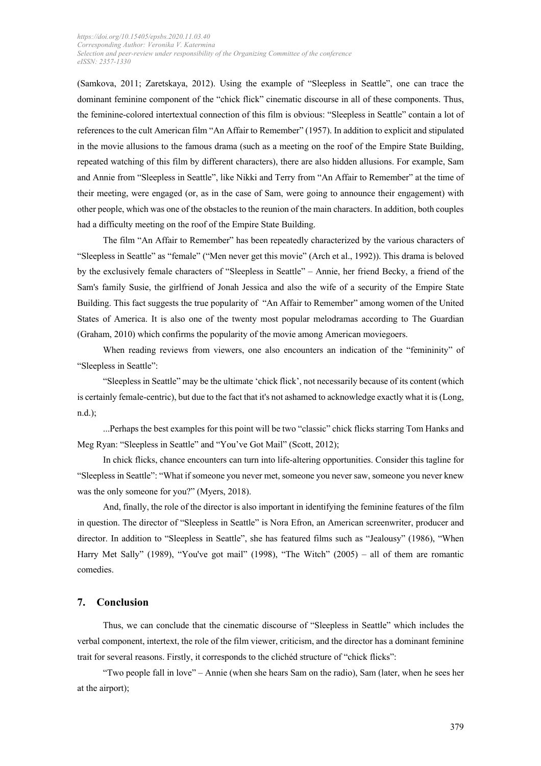(Samkova, 2011; Zaretskaya, 2012). Using the example of "Sleepless in Seattle", one can trace the dominant feminine component of the "chick flick" cinematic discourse in all of these components. Thus, the feminine-colored intertextual connection of this film is obvious: "Sleepless in Seattle" contain a lot of references to the cult American film "An Affair to Remember" (1957). In addition to explicit and stipulated in the movie allusions to the famous drama (such as a meeting on the roof of the Empire State Building, repeated watching of this film by different characters), there are also hidden allusions. For example, Sam and Annie from "Sleepless in Seattle", like Nikki and Terry from "An Affair to Remember" at the time of their meeting, were engaged (or, as in the case of Sam, were going to announce their engagement) with other people, which was one of the obstacles to the reunion of the main characters. In addition, both couples had a difficulty meeting on the roof of the Empire State Building.

The film "An Affair to Remember" has been repeatedly characterized by the various characters of "Sleepless in Seattle" as "female" ("Men never get this movie" (Arch et al., 1992)). This drama is beloved by the exclusively female characters of "Sleepless in Seattle" – Annie, her friend Becky, a friend of the Sam's family Susie, the girlfriend of Jonah Jessica and also the wife of a security of the Empire State Building. This fact suggests the true popularity of "An Affair to Remember" among women of the United States of America. It is also one of the twenty most popular melodramas according to The Guardian (Graham, 2010) which confirms the popularity of the movie among American moviegoers.

When reading reviews from viewers, one also encounters an indication of the "femininity" of "Sleepless in Seattle":

"Sleepless in Seattle" may be the ultimate 'chick flick', not necessarily because of its content (which is certainly female-centric), but due to the fact that it's not ashamed to acknowledge exactly what it is (Long, n.d.);

...Perhaps the best examples for this point will be two "classic" chick flicks starring Tom Hanks and Meg Ryan: "Sleepless in Seattle" and "You've Got Mail" (Scott, 2012);

In chick flicks, chance encounters can turn into life-altering opportunities. Consider this tagline for "Sleepless in Seattle": "What if someone you never met, someone you never saw, someone you never knew was the only someone for you?" (Myers, 2018).

And, finally, the role of the director is also important in identifying the feminine features of the film in question. The director of "Sleepless in Seattle" is Nora Efron, an American screenwriter, producer and director. In addition to "Sleepless in Seattle", she has featured films such as "Jealousy" (1986), "When Harry Met Sally" (1989), "You've got mail" (1998), "The Witch" (2005) – all of them are romantic comedies.

## 7. Conclusion

Thus, we can conclude that the cinematic discourse of "Sleepless in Seattle" which includes the verbal component, intertext, the role of the film viewer, criticism, and the director has a dominant feminine trait for several reasons. Firstly, it corresponds to the clichéd structure of "chick flicks":

"Two people fall in love" – Annie (when she hears Sam on the radio), Sam (later, when he sees her at the airport);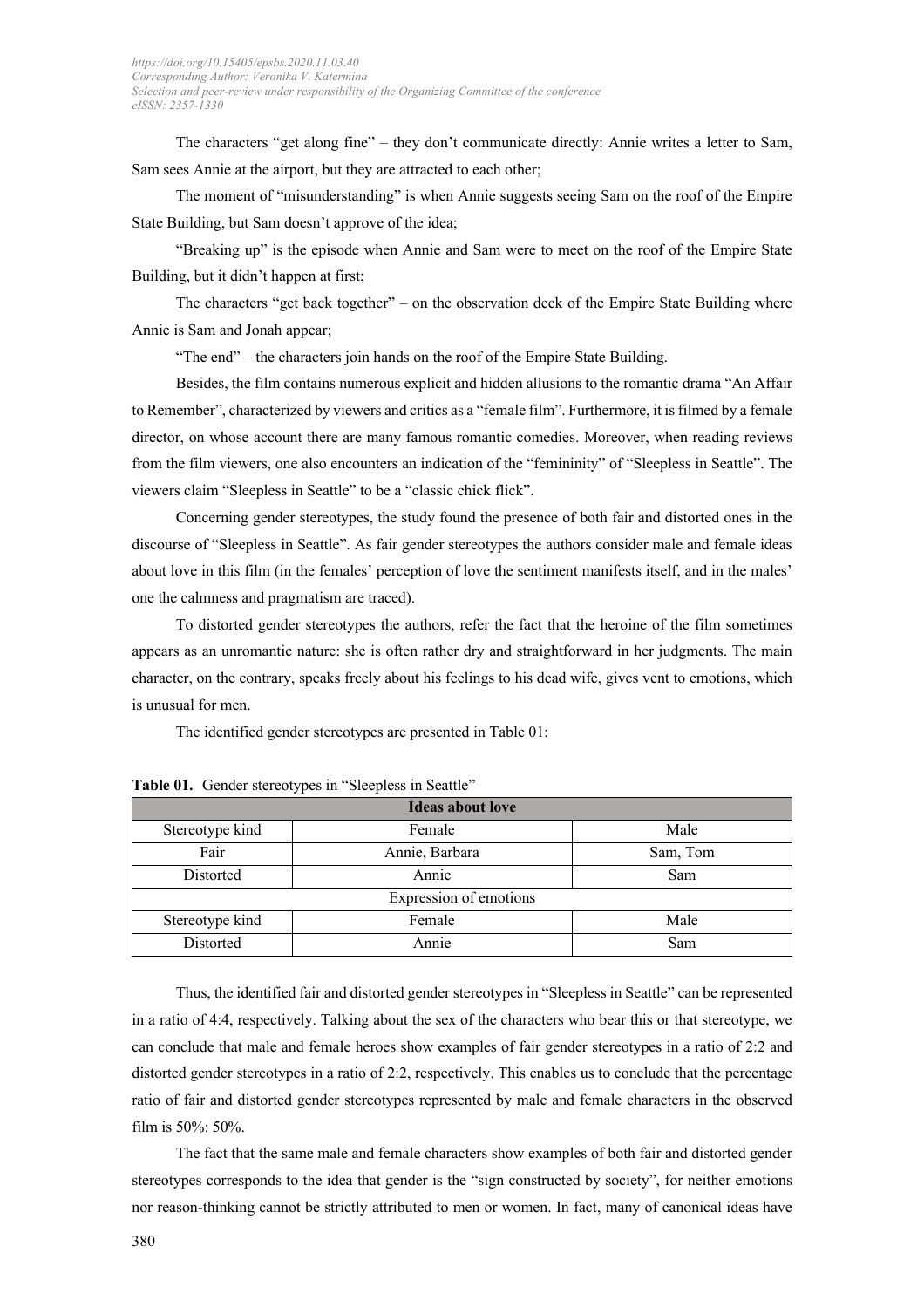The characters "get along fine" – they don't communicate directly: Annie writes a letter to Sam, Sam sees Annie at the airport, but they are attracted to each other;

The moment of "misunderstanding" is when Annie suggests seeing Sam on the roof of the Empire State Building, but Sam doesn't approve of the idea;

"Breaking up" is the episode when Annie and Sam were to meet on the roof of the Empire State Building, but it didn't happen at first;

The characters "get back together" – on the observation deck of the Empire State Building where Annie is Sam and Jonah appear;

"The end" – the characters join hands on the roof of the Empire State Building.

Besides, the film contains numerous explicit and hidden allusions to the romantic drama "An Affair to Remember", characterized by viewers and critics as a "female film". Furthermore, it is filmed by a female director, on whose account there are many famous romantic comedies. Moreover, when reading reviews from the film viewers, one also encounters an indication of the "femininity" of "Sleepless in Seattle". The viewers claim "Sleepless in Seattle" to be a "classic chick flick".

Concerning gender stereotypes, the study found the presence of both fair and distorted ones in the discourse of "Sleepless in Seattle". As fair gender stereotypes the authors consider male and female ideas about love in this film (in the females' perception of love the sentiment manifests itself, and in the males' one the calmness and pragmatism are traced).

To distorted gender stereotypes the authors, refer the fact that the heroine of the film sometimes appears as an unromantic nature: she is often rather dry and straightforward in her judgments. The main character, on the contrary, speaks freely about his feelings to his dead wife, gives vent to emotions, which is unusual for men.

The identified gender stereotypes are presented in Table 01:

**Table 01.** Gender stereotypes in "Sleepless in Seattle"

| **Ideas about love** | | |
|---|---|---|
| Stereotype kind | Female | Male |
| Fair | Annie, Barbara | Sam, Tom |
| Distorted | Annie | Sam |
| Expression of emotions | | |
| Stereotype kind | Female | Male |
| Distorted | Annie | Sam |

Thus, the identified fair and distorted gender stereotypes in "Sleepless in Seattle" can be represented in a ratio of 4:4, respectively. Talking about the sex of the characters who bear this or that stereotype, we can conclude that male and female heroes show examples of fair gender stereotypes in a ratio of 2:2 and distorted gender stereotypes in a ratio of 2:2, respectively. This enables us to conclude that the percentage ratio of fair and distorted gender stereotypes represented by male and female characters in the observed film is 50%: 50%.

The fact that the same male and female characters show examples of both fair and distorted gender stereotypes corresponds to the idea that gender is the "sign constructed by society", for neither emotions nor reason-thinking cannot be strictly attributed to men or women. In fact, many of canonical ideas have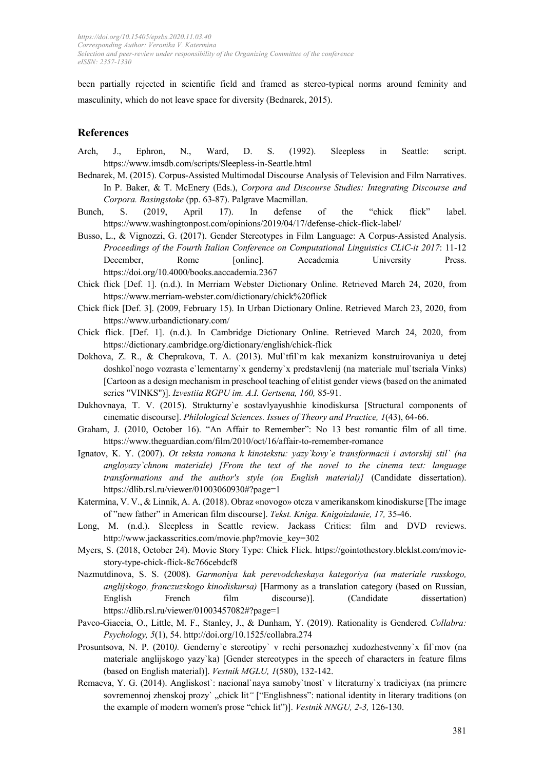been partially rejected in scientific field and framed as stereo-typical norms around feminity and masculinity, which do not leave space for diversity (Bednarek, 2015).

## References

Arch, J., Ephron, N., Ward, D. S. (1992). Sleepless in Seattle: script. https://www.imsdb.com/scripts/Sleepless-in-Seattle.html

Bednarek, M. (2015). Corpus-Assisted Multimodal Discourse Analysis of Television and Film Narratives. In P. Baker, & T. McEnery (Eds.), *Corpora and Discourse Studies: Integrating Discourse and Corpora. Basingstoke* (pp. 63-87). Palgrave Macmillan.

Bunch, S. (2019, April 17). In defense of the "chick flick" label. https://www.washingtonpost.com/opinions/2019/04/17/defense-chick-flick-label/

Busso, L., & Vignozzi, G. (2017). Gender Stereotypes in Film Language: A Corpus-Assisted Analysis. *Proceedings of the Fourth Italian Conference on Computational Linguistics CLiC-it 2017*: 11-12 December, Rome [online]. Accademia University Press. https://doi.org/10.4000/books.aaccademia.2367

Chick flick [Def. 1]. (n.d.). In Merriam Webster Dictionary Online. Retrieved March 24, 2020, from https://www.merriam-webster.com/dictionary/chick%20flick

Chick flick [Def. 3]. (2009, February 15). In Urban Dictionary Online. Retrieved March 23, 2020, from https://www.urbandictionary.com/

Chick flick. [Def. 1]. (n.d.). In Cambridge Dictionary Online. Retrieved March 24, 2020, from https://dictionary.cambridge.org/dictionary/english/chick-flick

Dokhova, Z. R., & Cheprakova, T. A. (2013). Mul`tfil`m kak mexanizm konstruirovaniya u detej doshkol`nogo vozrasta e`lementarny`x genderny`x predstavlenij (na materiale mul`tseriala Vinks) [Cartoon as a design mechanism in preschool teaching of elitist gender views (based on the animated series "VINKS")]. *Izvestiia RGPU im. A.I. Gertsena, 160,* 85-91.

Dukhovnaya, T. V. (2015). Strukturny`e sostavlyayushhie kinodiskursa [Structural components of cinematic discourse]. *Philological Sciences. Issues of Theory and Practice, 1*(43), 64-66.

Graham, J. (2010, October 16). "An Affair to Remember": No 13 best romantic film of all time. https://www.theguardian.com/film/2010/oct/16/affair-to-remember-romance

Ignatov, K. Y. (2007). *Ot teksta romana k kinotekstu: yazy`kovy`e transformacii i avtorskij stil` (na angloyazy`chnom materiale) [From the text of the novel to the cinema text: language transformations and the author's style (on English material)]* (Candidate dissertation). https://dlib.rsl.ru/viewer/01003060930#?page=1

Katermina, V. V., & Linnik, A. A. (2018). Obraz «novogo» otcza v amerikanskom kinodiskurse [The image of "new father" in American film discourse]. *Tekst. Kniga. Knigoizdanie, 17,* 35-46.

Long, M. (n.d.). Sleepless in Seattle review. Jackass Critics: film and DVD reviews. http://www.jackasscritics.com/movie.php?movie_key=302

Myers, S. (2018, October 24). Movie Story Type: Chick Flick. https://gointothestory.blcklst.com/movie-story-type-chick-flick-8c766cebdcf8

Nazmutdinova, S. S. (2008). *Garmoniya kak perevodcheskaya kategoriya (na materiale russkogo, anglijskogo, franczuzskogo kinodiskursa)* [Harmony as a translation category (based on Russian, English French film discourse)]. (Candidate dissertation) https://dlib.rsl.ru/viewer/01003457082#?page=1

Pavco-Giaccia, O., Little, M. F., Stanley, J., & Dunham, Y. (2019). Rationality is Gendered*. Collabra: Psychology, 5*(1), 54. http://doi.org/10.1525/collabra.274

Prosuntsova, N. P. (2010*).* Genderny`e stereotipy` v rechi personazhej xudozhestvenny`x fil`mov (na materiale anglijskogo yazy`ka) [Gender stereotypes in the speech of characters in feature films (based on English material)]. *Vestnik MGLU, 1*(580), 132-142.

Remaeva, Y. G. (2014). Angliskost`: nacional`naya samoby`tnost` v literaturny`x tradiciyax (na primere sovremennoj zhenskoj prozy` „chick lit*"* ["Englishness": national identity in literary traditions (on the example of modern women's prose "chick lit")]. *Vestnik NNGU, 2-3,* 126-130.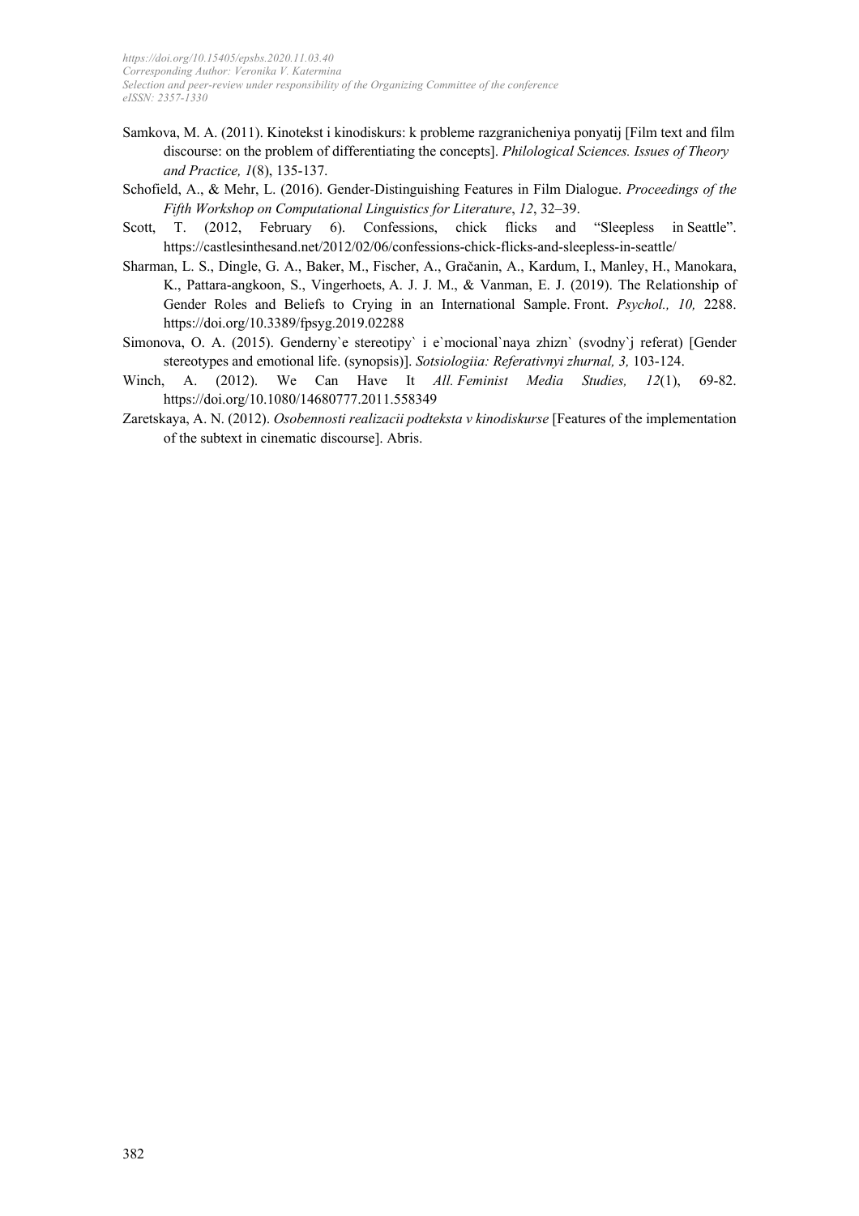Samkova, M. A. (2011). Kinotekst i kinodiskurs: k probleme razgranicheniya ponyatij [Film text and film discourse: on the problem of differentiating the concepts]. *Philological Sciences. Issues of Theory and Practice, 1*(8), 135-137.

Schofield, A., & Mehr, L. (2016). Gender-Distinguishing Features in Film Dialogue. *Proceedings of the Fifth Workshop on Computational Linguistics for Literature*, *12*, 32–39.

Scott, T. (2012, February 6). Confessions, chick flicks and "Sleepless in Seattle". https://castlesinthesand.net/2012/02/06/confessions-chick-flicks-and-sleepless-in-seattle/

Sharman, L. S., Dingle, G. A., Baker, M., Fischer, A., Gračanin, A., Kardum, I., Manley, H., Manokara, K., Pattara-angkoon, S., Vingerhoets, A. J. J. M., & Vanman, E. J. (2019). The Relationship of Gender Roles and Beliefs to Crying in an International Sample. Front. *Psychol., 10,* 2288. https://doi.org/10.3389/fpsyg.2019.02288

Simonova, O. A. (2015). Genderny`e stereotipy` i e`mocional`naya zhizn` (svodny`j referat) [Gender stereotypes and emotional life. (synopsis)]. *Sotsiologiia: Referativnyi zhurnal, 3,* 103-124.

Winch, A. (2012). We Can Have It *All. Feminist Media Studies, 12*(1), 69-82. https://doi.org/10.1080/14680777.2011.558349

Zaretskaya, A. N. (2012). *Osobennosti realizacii podteksta v kinodiskurse* [Features of the implementation of the subtext in cinematic discourse]. Abris.